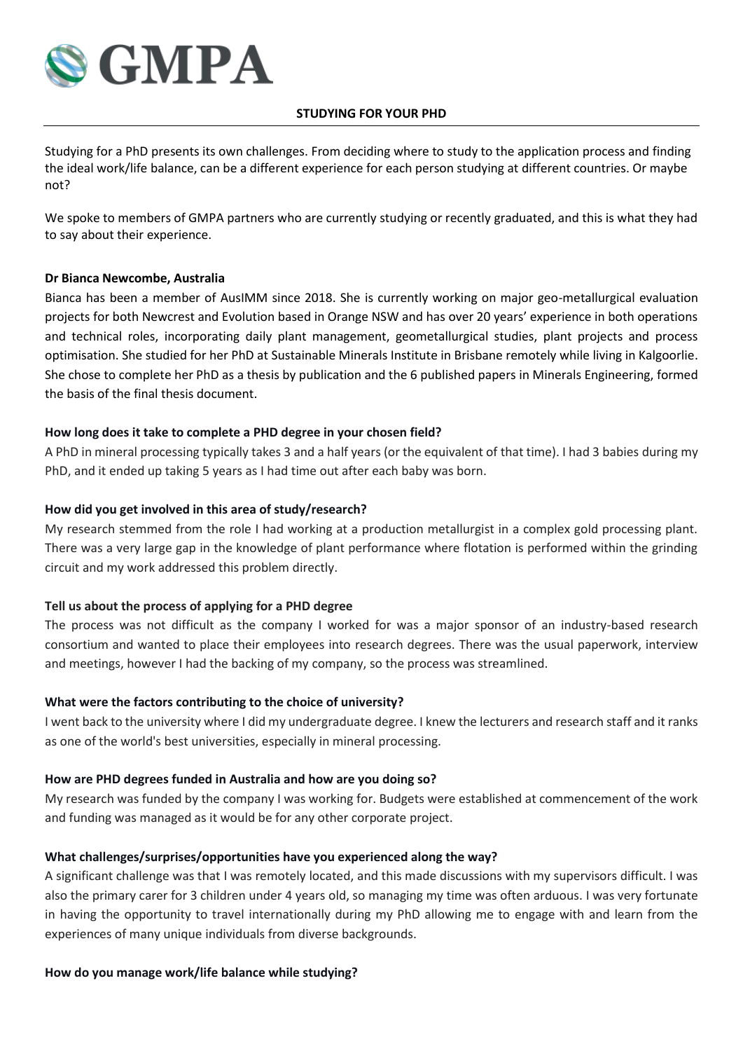# STUDYING FOR YOUR PHD

Studying for a PhD presents its own challenges. From deciding where to study to the application process and finding the ideal work/life balance, can be a different experience for each person studying at different countries. Or maybe not?

We spoke to members of GMPA partners who are currently studying or recently graduated, and this is what they had to say about their experience.

## Dr Bianca Newcombe, Australia

Bianca has been a member of AusIMM since 2018. She is currently working on major geo-metallurgical evaluation projects for both Newcrest and Evolution based in Orange NSW and has over 20 years' experience in both operations and technical roles, incorporating daily plant management, geometallurgical studies, plant projects and process optimisation. She studied for her PhD at Sustainable Minerals Institute in Brisbane remotely while living in Kalgoorlie. She chose to complete her PhD as a thesis by publication and the 6 published papers in Minerals Engineering, formed the basis of the final thesis document.

### How long does it take to complete a PHD degree in your chosen field?

A PhD in mineral processing typically takes 3 and a half years (or the equivalent of that time). I had 3 babies during my PhD, and it ended up taking 5 years as I had time out after each baby was born.

### How did you get involved in this area of study/research?

My research stemmed from the role I had working at a production metallurgist in a complex gold processing plant. There was a very large gap in the knowledge of plant performance where flotation is performed within the grinding circuit and my work addressed this problem directly.

### Tell us about the process of applying for a PHD degree

The process was not difficult as the company I worked for was a major sponsor of an industry-based research consortium and wanted to place their employees into research degrees. There was the usual paperwork, interview and meetings, however I had the backing of my company, so the process was streamlined.

### What were the factors contributing to the choice of university?

I went back to the university where I did my undergraduate degree. I knew the lecturers and research staff and it ranks as one of the world's best universities, especially in mineral processing.

### How are PHD degrees funded in Australia and how are you doing so?

My research was funded by the company I was working for. Budgets were established at commencement of the work and funding was managed as it would be for any other corporate project.

### What challenges/surprises/opportunities have you experienced along the way?

A significant challenge was that I was remotely located, and this made discussions with my supervisors difficult. I was also the primary carer for 3 children under 4 years old, so managing my time was often arduous. I was very fortunate in having the opportunity to travel internationally during my PhD allowing me to engage with and learn from the experiences of many unique individuals from diverse backgrounds.

### How do you manage work/life balance while studying?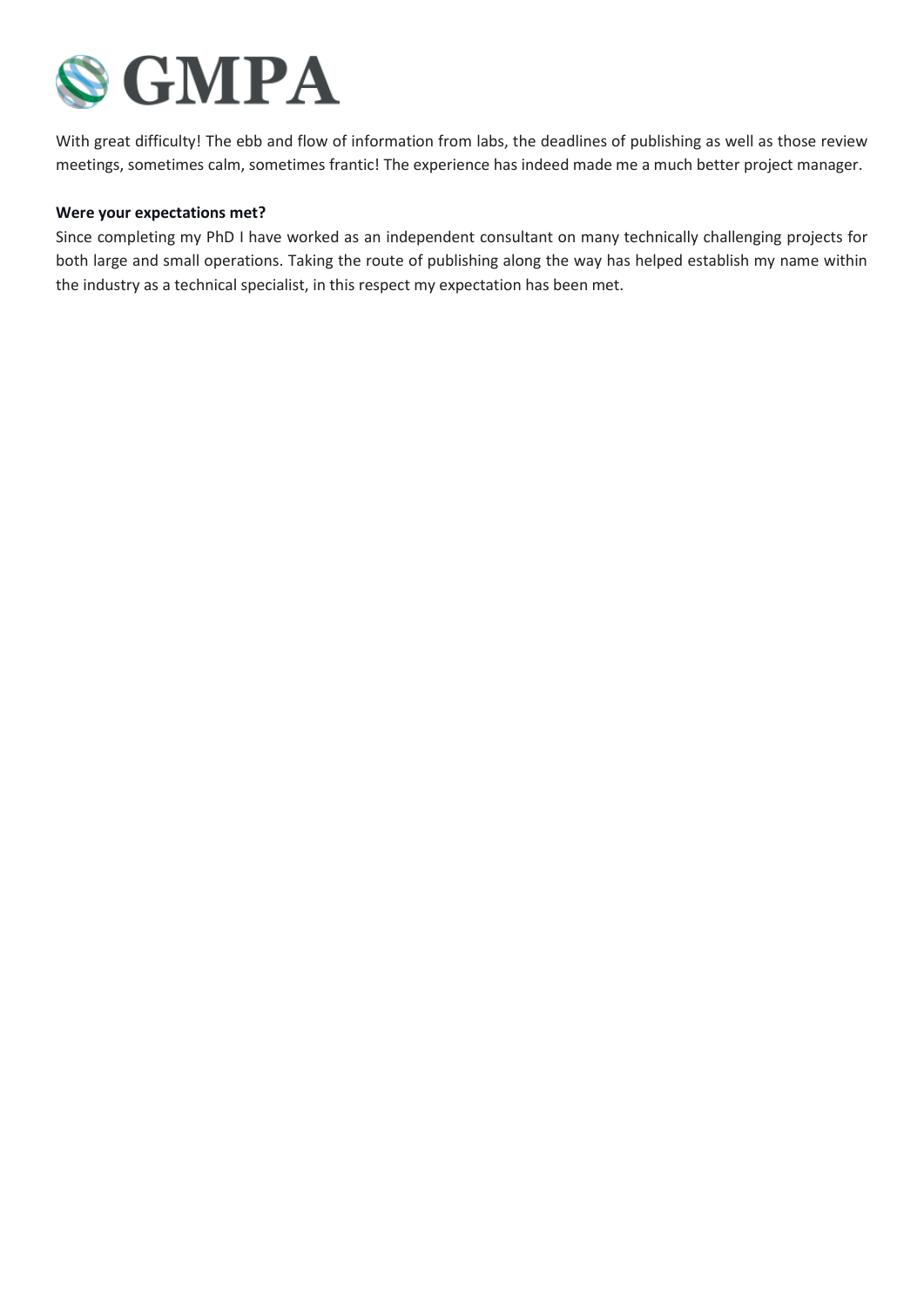With great difficulty! The ebb and flow of information from labs, the deadlines of publishing as well as those review meetings, sometimes calm, sometimes frantic! The experience has indeed made me a much better project manager.

**Were your expectations met?**

Since completing my PhD I have worked as an independent consultant on many technically challenging projects for both large and small operations. Taking the route of publishing along the way has helped establish my name within the industry as a technical specialist, in this respect my expectation has been met.